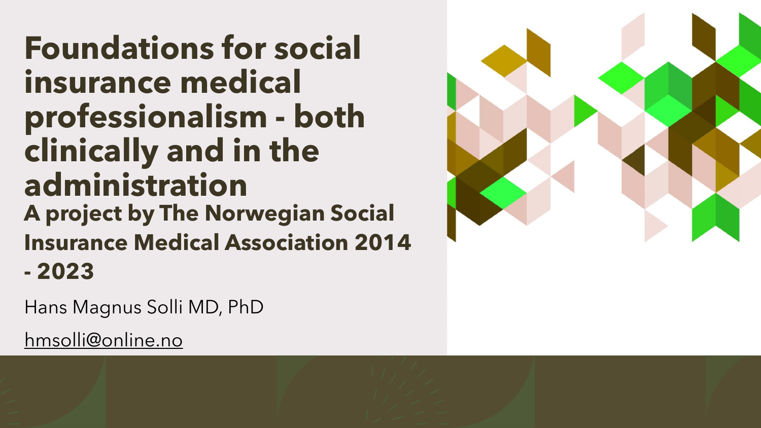# Foundations for social insurance medical professionalism - both clinically and in the administration

## A project by The Norwegian Social Insurance Medical Association 2014 - 2023

Hans Magnus Solli MD, PhD

hmsolli@online.no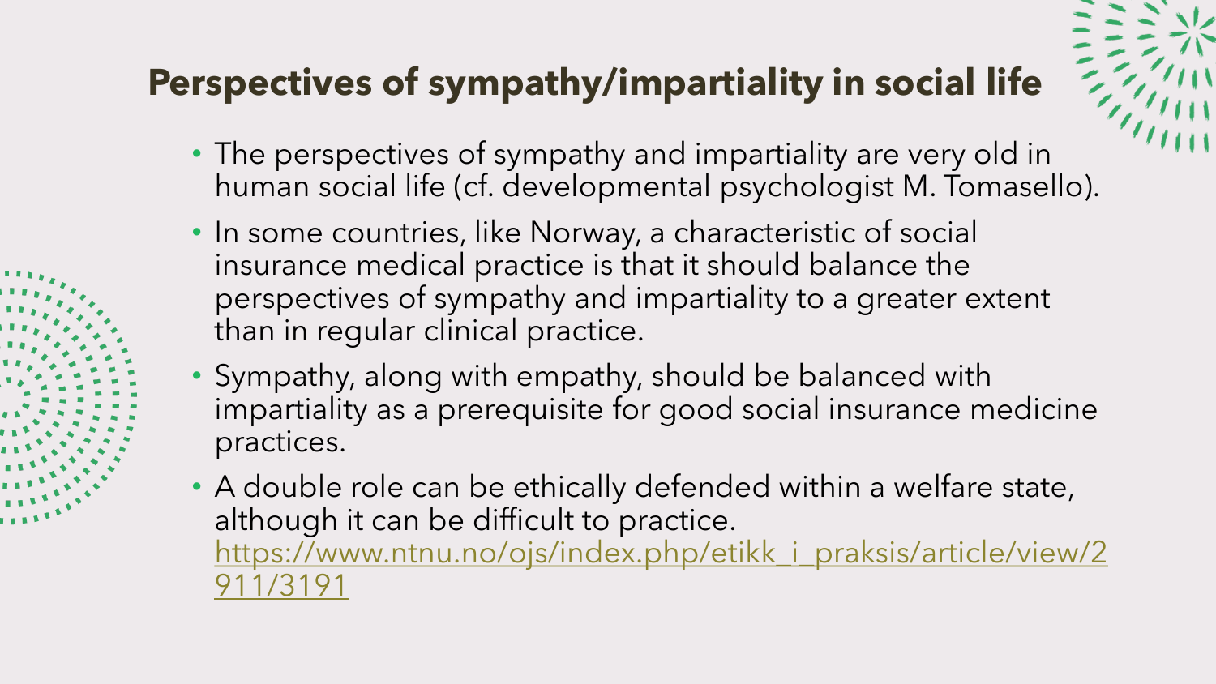## Perspectives of sympathy/impartiality in social life

- The perspectives of sympathy and impartiality are very old in human social life (cf. developmental psychologist M. Tomasello).
- In some countries, like Norway, a characteristic of social insurance medical practice is that it should balance the perspectives of sympathy and impartiality to a greater extent than in regular clinical practice.
- Sympathy, along with empathy, should be balanced with impartiality as a prerequisite for good social insurance medicine practices.
- A double role can be ethically defended within a welfare state, although it can be difficult to practice. https://www.ntnu.no/ojs/index.php/etikk_i_praksis/article/view/2911/3191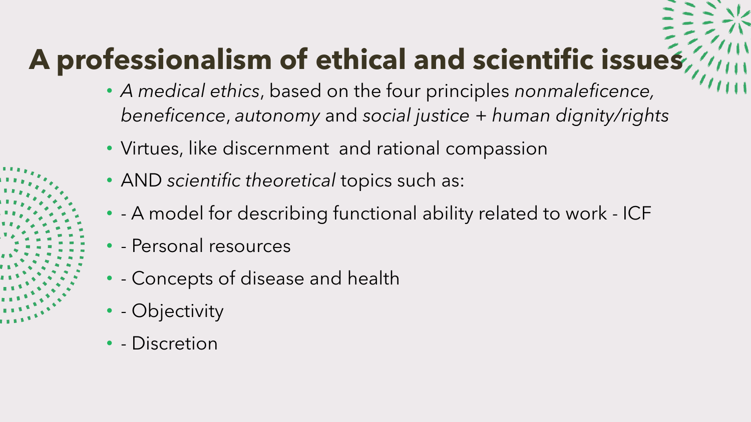# A professionalism of ethical and scientific issues

- *A medical ethics*, based on the four principles *nonmaleficence, beneficence*, *autonomy* and *social justice + human dignity/rights*
- Virtues, like discernment and rational compassion
- AND *scientific theoretical* topics such as:
- - A model for describing functional ability related to work - ICF
- - Personal resources
- - Concepts of disease and health
- - Objectivity
- - Discretion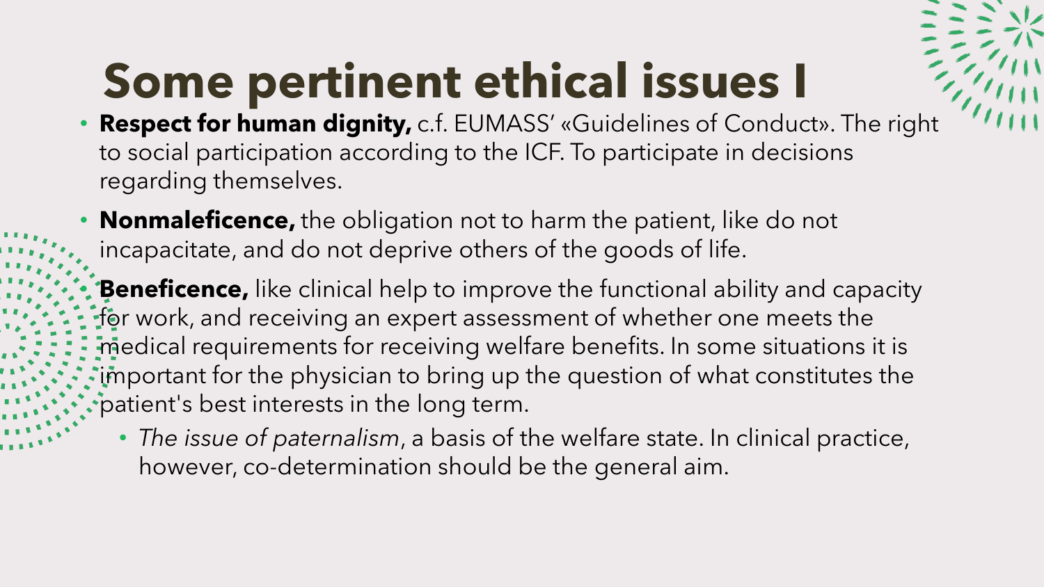# Some pertinent ethical issues I

- **Respect for human dignity,** c.f. EUMASS' «Guidelines of Conduct». The right to social participation according to the ICF. To participate in decisions regarding themselves.
- **Nonmaleficence,** the obligation not to harm the patient, like do not incapacitate, and do not deprive others of the goods of life.
- **Beneficence,** like clinical help to improve the functional ability and capacity for work, and receiving an expert assessment of whether one meets the medical requirements for receiving welfare benefits. In some situations it is important for the physician to bring up the question of what constitutes the patient's best interests in the long term.
  - *The issue of paternalism*, a basis of the welfare state. In clinical practice, however, co-determination should be the general aim.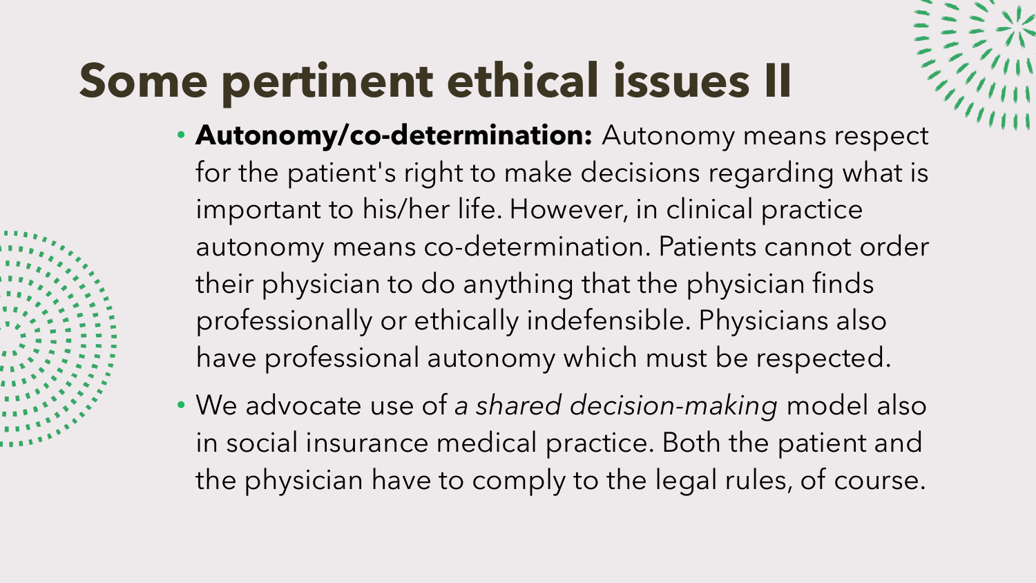# Some pertinent ethical issues II

- **Autonomy/co-determination:** Autonomy means respect for the patient's right to make decisions regarding what is important to his/her life. However, in clinical practice autonomy means co-determination. Patients cannot order their physician to do anything that the physician finds professionally or ethically indefensible. Physicians also have professional autonomy which must be respected.
- We advocate use of *a shared decision-making* model also in social insurance medical practice. Both the patient and the physician have to comply to the legal rules, of course.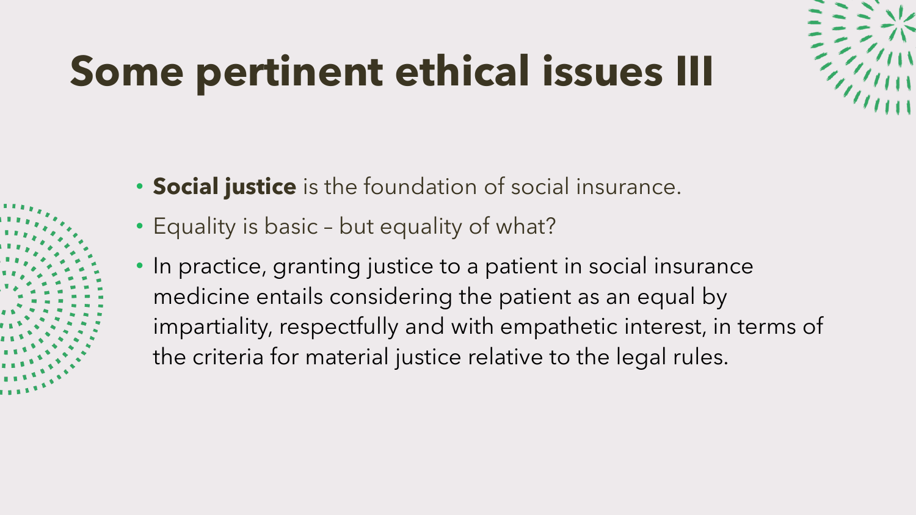# Some pertinent ethical issues III

- **Social justice** is the foundation of social insurance.
- Equality is basic – but equality of what?
- In practice, granting justice to a patient in social insurance medicine entails considering the patient as an equal by impartiality, respectfully and with empathetic interest, in terms of the criteria for material justice relative to the legal rules.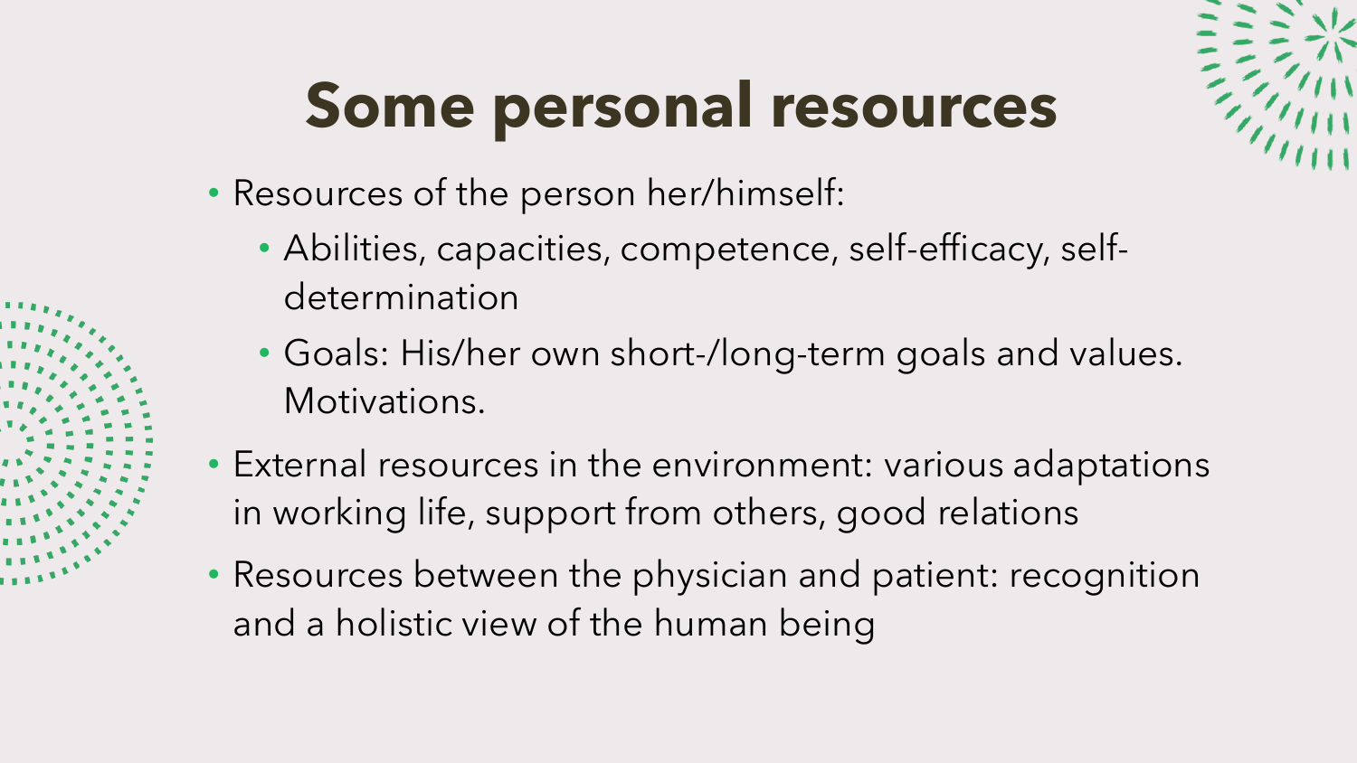# Some personal resources

- Resources of the person her/himself:
  - Abilities, capacities, competence, self-efficacy, self-determination
  - Goals: His/her own short-/long-term goals and values. Motivations.
- External resources in the environment: various adaptations in working life, support from others, good relations
- Resources between the physician and patient: recognition and a holistic view of the human being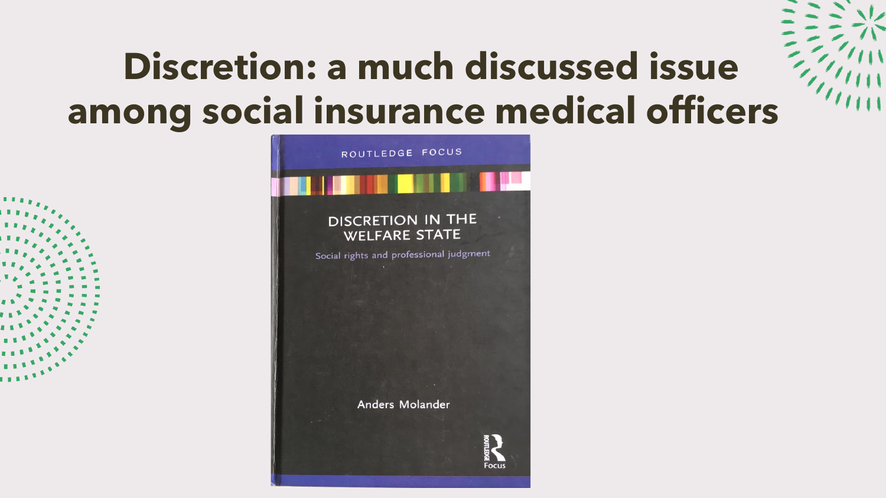# Discretion: a much discussed issue among social insurance medical officers

ROUTLEDGE FOCUS

DISCRETION IN THE WELFARE STATE

Social rights and professional judgment

Anders Molander

Focus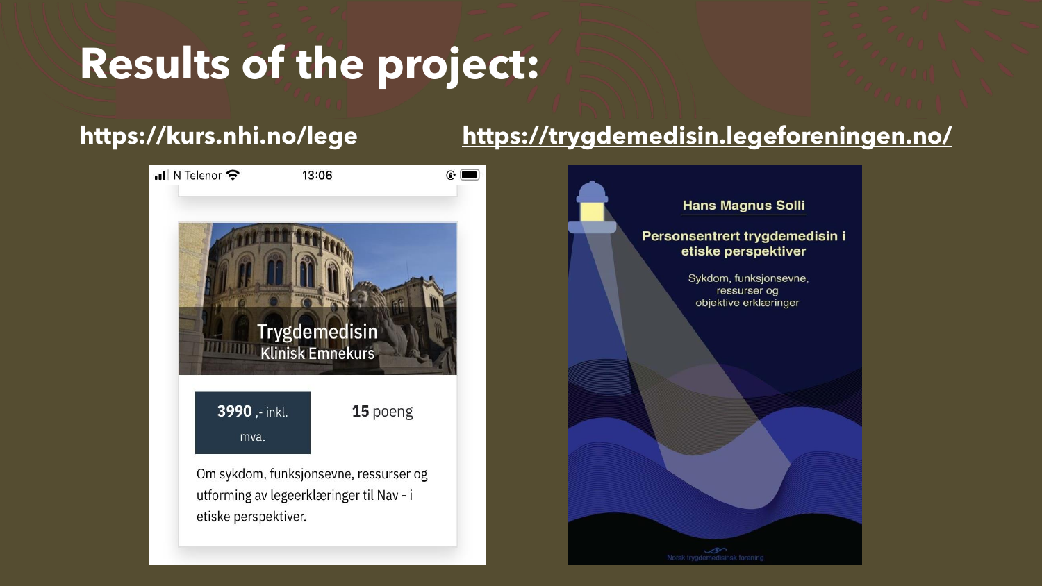# Results of the project:

**https://kurs.nhi.no/lege**

**https://trygdemedisin.legeforeningen.no/**

N Telenor 13:06

Trygdemedisin
Klinisk Emnekurs

**3990** ,- inkl. mva.

**15** poeng

Om sykdom, funksjonsevne, ressurser og utforming av legeerklæringer til Nav - i etiske perspektiver.

Hans Magnus Solli

**Personsentrert trygdemedisin i etiske perspektiver**

Sykdom, funksjonsevne, ressurser og objektive erklæringer

Norsk trygdemedisinsk forening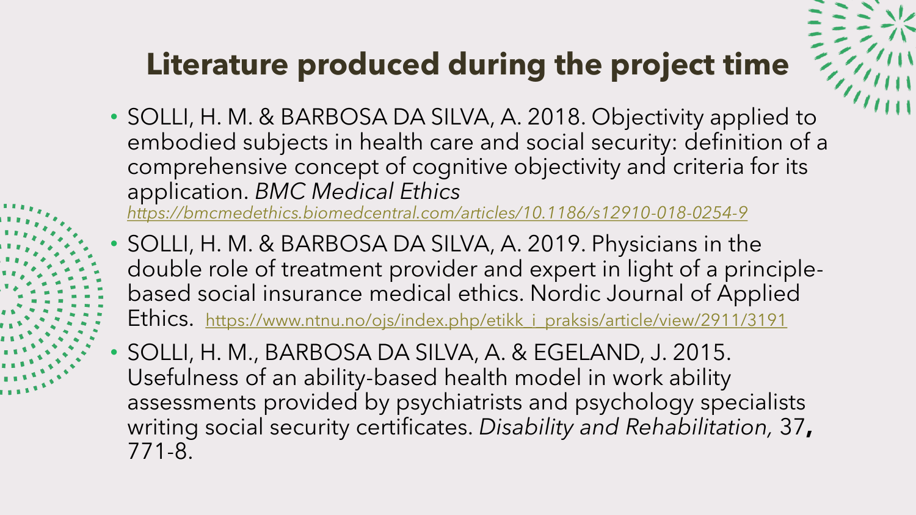# Literature produced during the project time

- SOLLI, H. M. & BARBOSA DA SILVA, A. 2018. Objectivity applied to embodied subjects in health care and social security: definition of a comprehensive concept of cognitive objectivity and criteria for its application. *BMC Medical Ethics* *https://bmcmedethics.biomedcentral.com/articles/10.1186/s12910-018-0254-9*
- SOLLI, H. M. & BARBOSA DA SILVA, A. 2019. Physicians in the double role of treatment provider and expert in light of a principle-based social insurance medical ethics. Nordic Journal of Applied Ethics. https://www.ntnu.no/ojs/index.php/etikk_i_praksis/article/view/2911/3191
- SOLLI, H. M., BARBOSA DA SILVA, A. & EGELAND, J. 2015. Usefulness of an ability-based health model in work ability assessments provided by psychiatrists and psychology specialists writing social security certificates. *Disability and Rehabilitation,* 37**,** 771-8.